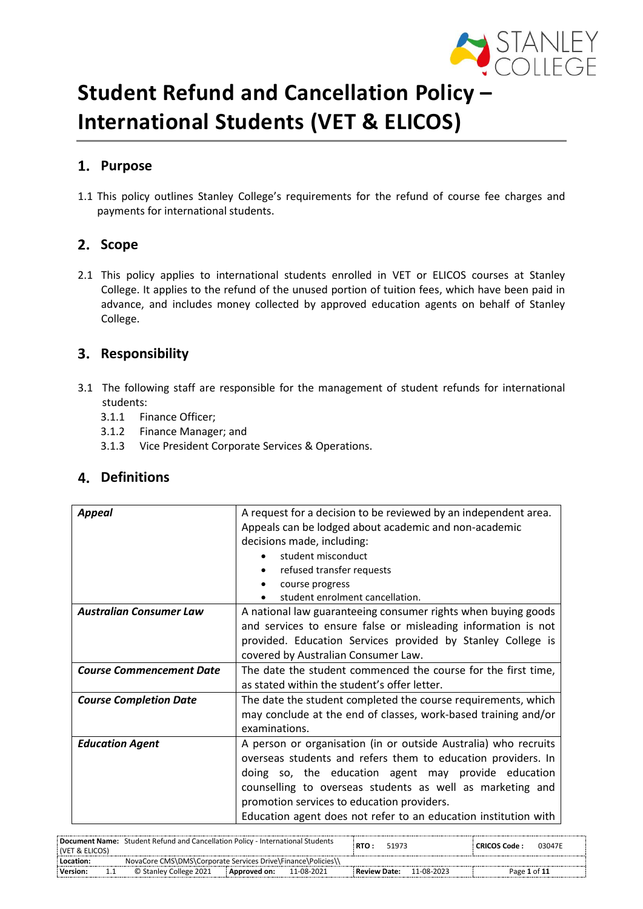# Student Refund and Cancellation Policy – International Students (VET & ELICOS)

## 1. Purpose

1.1 This policy outlines Stanley College's requirements for the refund of course fee charges and payments for international students.

## 2. Scope

2.1 This policy applies to international students enrolled in VET or ELICOS courses at Stanley College. It applies to the refund of the unused portion of tuition fees, which have been paid in advance, and includes money collected by approved education agents on behalf of Stanley College.

## 3. Responsibility

3.1 The following staff are responsible for the management of student refunds for international students:

- 3.1.1 Finance Officer;
- 3.1.2 Finance Manager; and
- 3.1.3 Vice President Corporate Services & Operations.

## 4. Definitions

| | |
|---|---|
| ***Appeal*** | A request for a decision to be reviewed by an independent area. Appeals can be lodged about academic and non-academic decisions made, including:<br>• student misconduct<br>• refused transfer requests<br>• course progress<br>• student enrolment cancellation. |
| ***Australian Consumer Law*** | A national law guaranteeing consumer rights when buying goods and services to ensure false or misleading information is not provided. Education Services provided by Stanley College is covered by Australian Consumer Law. |
| ***Course Commencement Date*** | The date the student commenced the course for the first time, as stated within the student's offer letter. |
| ***Course Completion Date*** | The date the student completed the course requirements, which may conclude at the end of classes, work-based training and/or examinations. |
| ***Education Agent*** | A person or organisation (in or outside Australia) who recruits overseas students and refers them to education providers. In doing so, the education agent may provide education counselling to overseas students as well as marketing and promotion services to education providers.<br>Education agent does not refer to an education institution with |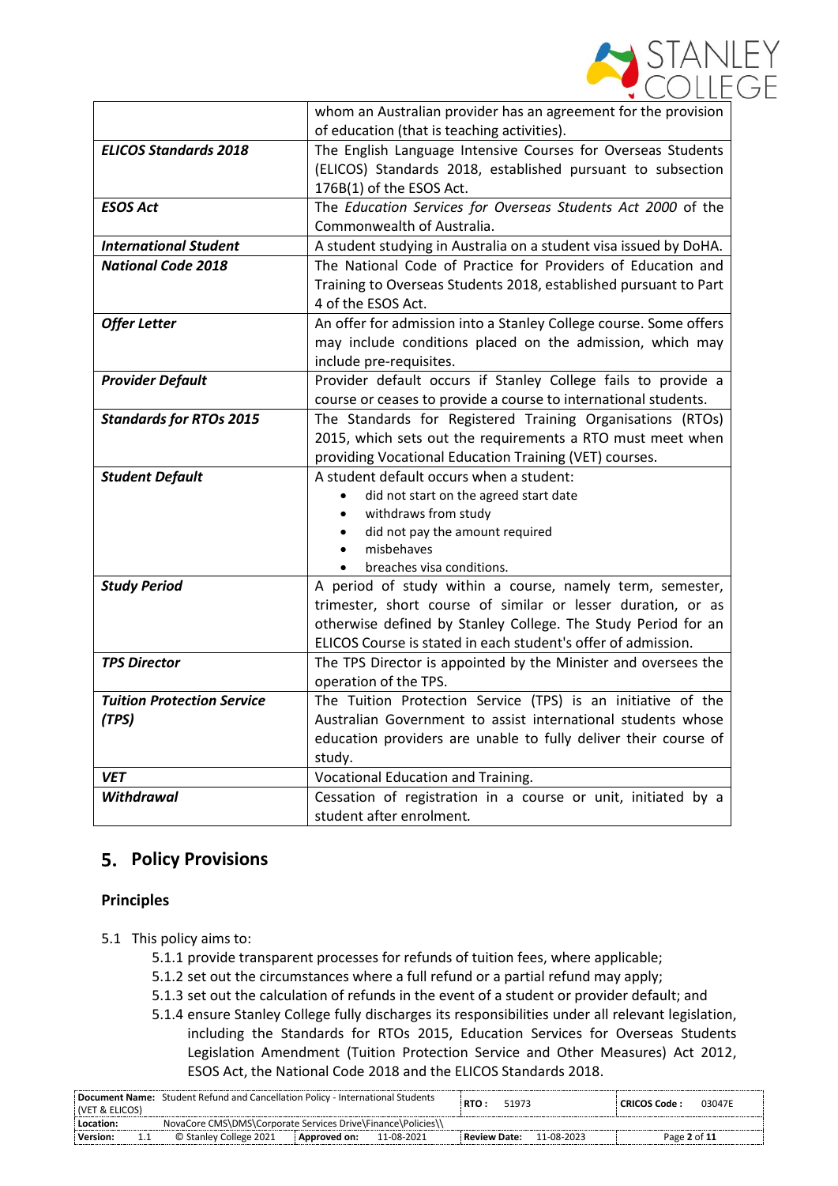| | |
|---|---|
| | whom an Australian provider has an agreement for the provision of education (that is teaching activities). |
| ***ELICOS Standards 2018*** | The English Language Intensive Courses for Overseas Students (ELICOS) Standards 2018, established pursuant to subsection 176B(1) of the ESOS Act. |
| ***ESOS Act*** | The *Education Services for Overseas Students Act 2000* of the Commonwealth of Australia. |
| ***International Student*** | A student studying in Australia on a student visa issued by DoHA. |
| ***National Code 2018*** | The National Code of Practice for Providers of Education and Training to Overseas Students 2018, established pursuant to Part 4 of the ESOS Act. |
| ***Offer Letter*** | An offer for admission into a Stanley College course. Some offers may include conditions placed on the admission, which may include pre-requisites. |
| ***Provider Default*** | Provider default occurs if Stanley College fails to provide a course or ceases to provide a course to international students. |
| ***Standards for RTOs 2015*** | The Standards for Registered Training Organisations (RTOs) 2015, which sets out the requirements a RTO must meet when providing Vocational Education Training (VET) courses. |
| ***Student Default*** | A student default occurs when a student:<br>• did not start on the agreed start date<br>• withdraws from study<br>• did not pay the amount required<br>• misbehaves<br>• breaches visa conditions. |
| ***Study Period*** | A period of study within a course, namely term, semester, trimester, short course of similar or lesser duration, or as otherwise defined by Stanley College. The Study Period for an ELICOS Course is stated in each student's offer of admission. |
| ***TPS Director*** | The TPS Director is appointed by the Minister and oversees the operation of the TPS. |
| ***Tuition Protection Service (TPS)*** | The Tuition Protection Service (TPS) is an initiative of the Australian Government to assist international students whose education providers are unable to fully deliver their course of study. |
| ***VET*** | Vocational Education and Training. |
| ***Withdrawal*** | Cessation of registration in a course or unit, initiated by a student after enrolment. |

## 5. Policy Provisions

### Principles

5.1 This policy aims to:

5.1.1 provide transparent processes for refunds of tuition fees, where applicable;

5.1.2 set out the circumstances where a full refund or a partial refund may apply;

5.1.3 set out the calculation of refunds in the event of a student or provider default; and

5.1.4 ensure Stanley College fully discharges its responsibilities under all relevant legislation, including the Standards for RTOs 2015, Education Services for Overseas Students Legislation Amendment (Tuition Protection Service and Other Measures) Act 2012, ESOS Act, the National Code 2018 and the ELICOS Standards 2018.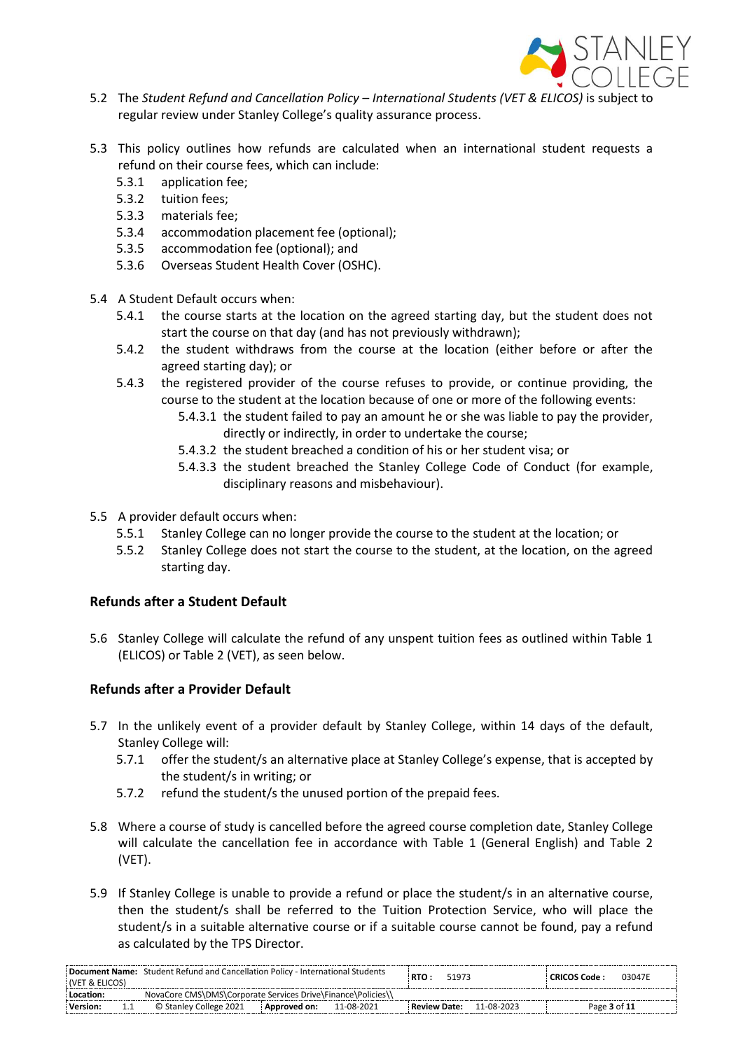5.2 The *Student Refund and Cancellation Policy – International Students (VET & ELICOS)* is subject to regular review under Stanley College's quality assurance process.

5.3 This policy outlines how refunds are calculated when an international student requests a refund on their course fees, which can include:

- 5.3.1 application fee;
- 5.3.2 tuition fees;
- 5.3.3 materials fee;
- 5.3.4 accommodation placement fee (optional);
- 5.3.5 accommodation fee (optional); and
- 5.3.6 Overseas Student Health Cover (OSHC).

5.4 A Student Default occurs when:

- 5.4.1 the course starts at the location on the agreed starting day, but the student does not start the course on that day (and has not previously withdrawn);
- 5.4.2 the student withdraws from the course at the location (either before or after the agreed starting day); or
- 5.4.3 the registered provider of the course refuses to provide, or continue providing, the course to the student at the location because of one or more of the following events:
  - 5.4.3.1 the student failed to pay an amount he or she was liable to pay the provider, directly or indirectly, in order to undertake the course;
  - 5.4.3.2 the student breached a condition of his or her student visa; or
  - 5.4.3.3 the student breached the Stanley College Code of Conduct (for example, disciplinary reasons and misbehaviour).

5.5 A provider default occurs when:

- 5.5.1 Stanley College can no longer provide the course to the student at the location; or
- 5.5.2 Stanley College does not start the course to the student, at the location, on the agreed starting day.

**Refunds after a Student Default**

5.6 Stanley College will calculate the refund of any unspent tuition fees as outlined within Table 1 (ELICOS) or Table 2 (VET), as seen below.

**Refunds after a Provider Default**

5.7 In the unlikely event of a provider default by Stanley College, within 14 days of the default, Stanley College will:

- 5.7.1 offer the student/s an alternative place at Stanley College's expense, that is accepted by the student/s in writing; or
- 5.7.2 refund the student/s the unused portion of the prepaid fees.

5.8 Where a course of study is cancelled before the agreed course completion date, Stanley College will calculate the cancellation fee in accordance with Table 1 (General English) and Table 2 (VET).

5.9 If Stanley College is unable to provide a refund or place the student/s in an alternative course, then the student/s shall be referred to the Tuition Protection Service, who will place the student/s in a suitable alternative course or if a suitable course cannot be found, pay a refund as calculated by the TPS Director.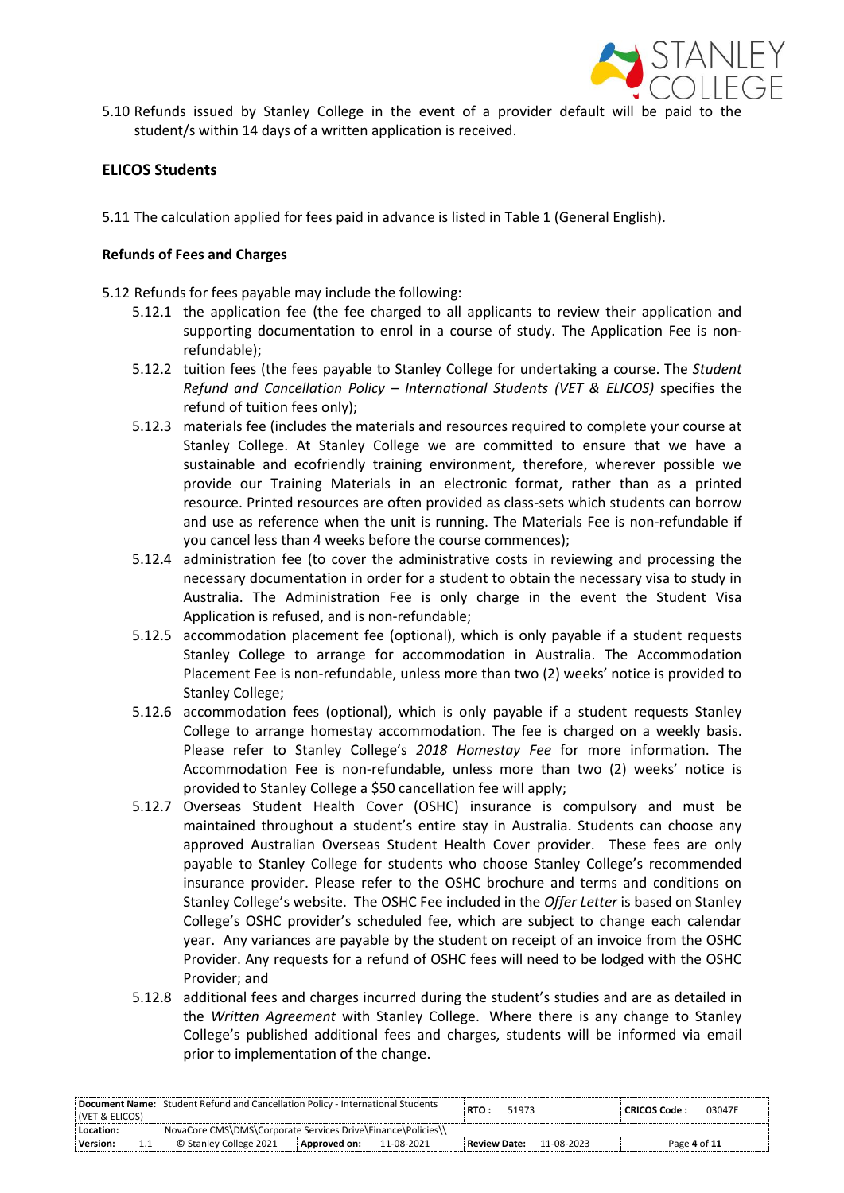5.10 Refunds issued by Stanley College in the event of a provider default will be paid to the student/s within 14 days of a written application is received.

## ELICOS Students

5.11 The calculation applied for fees paid in advance is listed in Table 1 (General English).

### Refunds of Fees and Charges

5.12 Refunds for fees payable may include the following:

- 5.12.1 the application fee (the fee charged to all applicants to review their application and supporting documentation to enrol in a course of study. The Application Fee is non-refundable);
- 5.12.2 tuition fees (the fees payable to Stanley College for undertaking a course. The *Student Refund and Cancellation Policy – International Students (VET & ELICOS)* specifies the refund of tuition fees only);
- 5.12.3 materials fee (includes the materials and resources required to complete your course at Stanley College. At Stanley College we are committed to ensure that we have a sustainable and ecofriendly training environment, therefore, wherever possible we provide our Training Materials in an electronic format, rather than as a printed resource. Printed resources are often provided as class-sets which students can borrow and use as reference when the unit is running. The Materials Fee is non-refundable if you cancel less than 4 weeks before the course commences);
- 5.12.4 administration fee (to cover the administrative costs in reviewing and processing the necessary documentation in order for a student to obtain the necessary visa to study in Australia. The Administration Fee is only charge in the event the Student Visa Application is refused, and is non-refundable;
- 5.12.5 accommodation placement fee (optional), which is only payable if a student requests Stanley College to arrange for accommodation in Australia. The Accommodation Placement Fee is non-refundable, unless more than two (2) weeks' notice is provided to Stanley College;
- 5.12.6 accommodation fees (optional), which is only payable if a student requests Stanley College to arrange homestay accommodation. The fee is charged on a weekly basis. Please refer to Stanley College's *2018 Homestay Fee* for more information. The Accommodation Fee is non-refundable, unless more than two (2) weeks' notice is provided to Stanley College a $50 cancellation fee will apply;
- 5.12.7 Overseas Student Health Cover (OSHC) insurance is compulsory and must be maintained throughout a student's entire stay in Australia. Students can choose any approved Australian Overseas Student Health Cover provider. These fees are only payable to Stanley College for students who choose Stanley College's recommended insurance provider. Please refer to the OSHC brochure and terms and conditions on Stanley College's website. The OSHC Fee included in the *Offer Letter* is based on Stanley College's OSHC provider's scheduled fee, which are subject to change each calendar year. Any variances are payable by the student on receipt of an invoice from the OSHC Provider. Any requests for a refund of OSHC fees will need to be lodged with the OSHC Provider; and
- 5.12.8 additional fees and charges incurred during the student's studies and are as detailed in the *Written Agreement* with Stanley College. Where there is any change to Stanley College's published additional fees and charges, students will be informed via email prior to implementation of the change.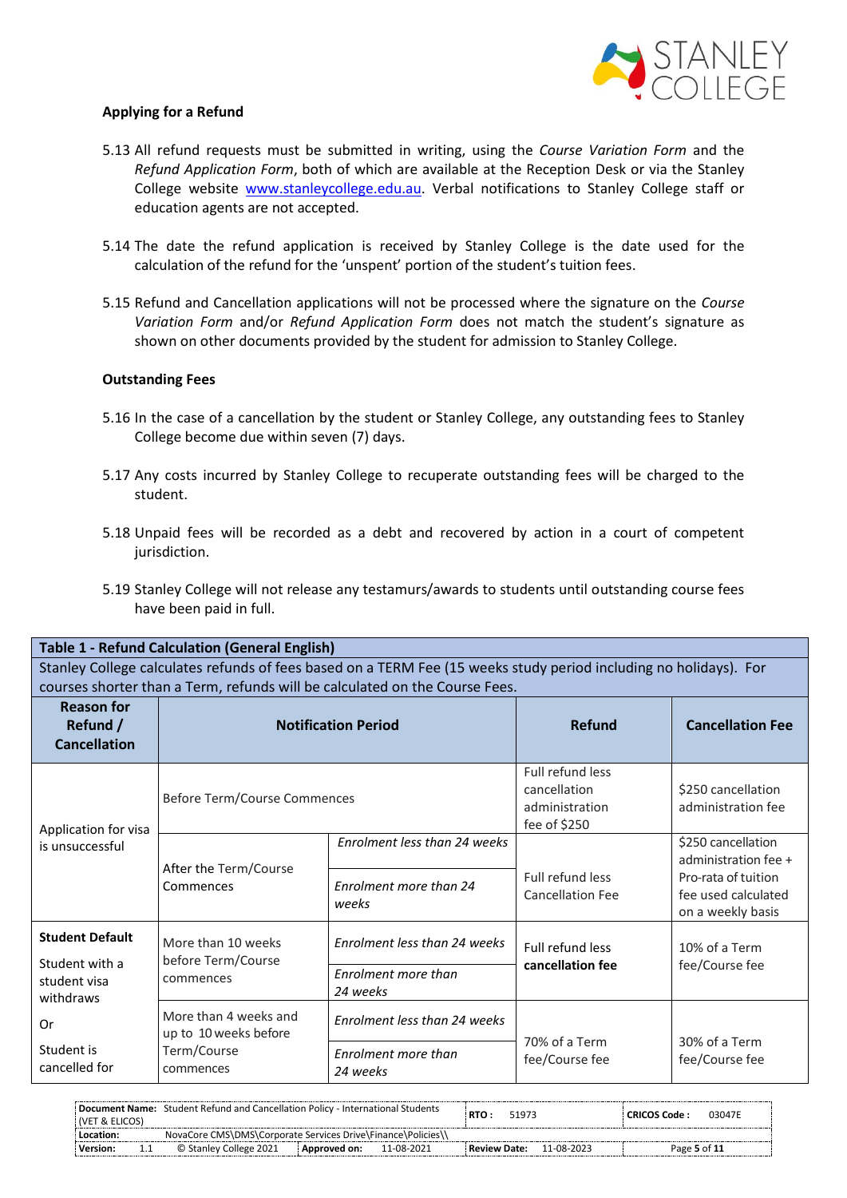### Applying for a Refund

5.13 All refund requests must be submitted in writing, using the *Course Variation Form* and the *Refund Application Form*, both of which are available at the Reception Desk or via the Stanley College website [www.stanleycollege.edu.au](http://www.stanleycollege.edu.au). Verbal notifications to Stanley College staff or education agents are not accepted.

5.14 The date the refund application is received by Stanley College is the date used for the calculation of the refund for the 'unspent' portion of the student's tuition fees.

5.15 Refund and Cancellation applications will not be processed where the signature on the *Course Variation Form* and/or *Refund Application Form* does not match the student's signature as shown on other documents provided by the student for admission to Stanley College.

### Outstanding Fees

5.16 In the case of a cancellation by the student or Stanley College, any outstanding fees to Stanley College become due within seven (7) days.

5.17 Any costs incurred by Stanley College to recuperate outstanding fees will be charged to the student.

5.18 Unpaid fees will be recorded as a debt and recovered by action in a court of competent jurisdiction.

5.19 Stanley College will not release any testamurs/awards to students until outstanding course fees have been paid in full.

**Table 1 - Refund Calculation (General English)**

Stanley College calculates refunds of fees based on a TERM Fee (15 weeks study period including no holidays). For courses shorter than a Term, refunds will be calculated on the Course Fees.

| Reason for Refund / Cancellation | Notification Period | | Refund | Cancellation Fee |
|---|---|---|---|---|
| Application for visa is unsuccessful | Before Term/Course Commences | | Full refund less cancellation administration fee of $250 | $250 cancellation administration fee |
| | After the Term/Course Commences | *Enrolment less than 24 weeks* | Full refund less Cancellation Fee | $250 cancellation administration fee + Pro-rata of tuition fee used calculated on a weekly basis |
| | | *Enrolment more than 24 weeks* | | |
| **Student Default** Student with a student visa withdraws Or Student is cancelled for | More than 10 weeks before Term/Course commences | *Enrolment less than 24 weeks* | Full refund less **cancellation fee** | 10% of a Term fee/Course fee |
| | | *Enrolment more than 24 weeks* | | |
| | More than 4 weeks and up to 10 weeks before Term/Course commences | *Enrolment less than 24 weeks* | 70% of a Term fee/Course fee | 30% of a Term fee/Course fee |
| | | *Enrolment more than 24 weeks* | | |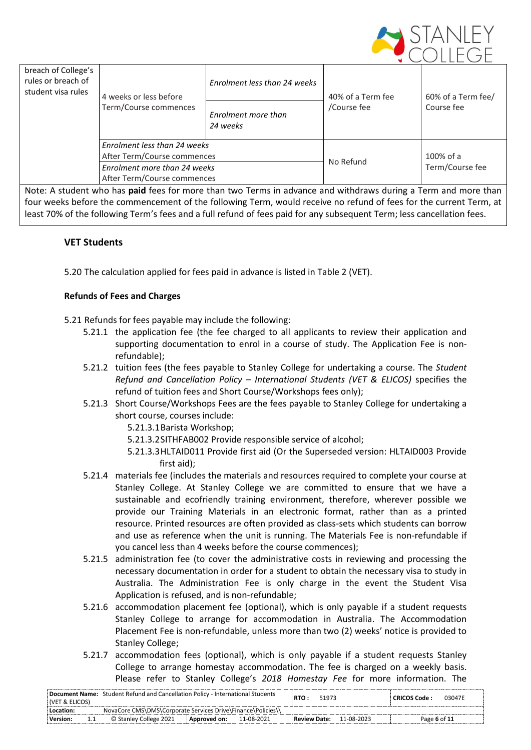| | | | | |
|---|---|---|---|---|
| breach of College's rules or breach of student visa rules | 4 weeks or less before Term/Course commences | *Enrolment less than 24 weeks* | 40% of a Term fee /Course fee | 60% of a Term fee/ Course fee |
| | | *Enrolment more than 24 weeks* | | |
| | *Enrolment less than 24 weeks* After Term/Course commences | | No Refund | 100% of a Term/Course fee |
| | *Enrolment more than 24 weeks* After Term/Course commences | | | |

Note: A student who has **paid** fees for more than two Terms in advance and withdraws during a Term and more than four weeks before the commencement of the following Term, would receive no refund of fees for the current Term, at least 70% of the following Term's fees and a full refund of fees paid for any subsequent Term; less cancellation fees.

### VET Students

5.20 The calculation applied for fees paid in advance is listed in Table 2 (VET).

#### Refunds of Fees and Charges

5.21 Refunds for fees payable may include the following:

- 5.21.1 the application fee (the fee charged to all applicants to review their application and supporting documentation to enrol in a course of study. The Application Fee is non-refundable);
- 5.21.2 tuition fees (the fees payable to Stanley College for undertaking a course. The *Student Refund and Cancellation Policy – International Students (VET & ELICOS)* specifies the refund of tuition fees and Short Course/Workshops fees only);
- 5.21.3 Short Course/Workshops Fees are the fees payable to Stanley College for undertaking a short course, courses include:
  - 5.21.3.1 Barista Workshop;
  - 5.21.3.2 SITHFAB002 Provide responsible service of alcohol;
  - 5.21.3.3 HLTAID011 Provide first aid (Or the Superseded version: HLTAID003 Provide first aid);
- 5.21.4 materials fee (includes the materials and resources required to complete your course at Stanley College. At Stanley College we are committed to ensure that we have a sustainable and ecofriendly training environment, therefore, wherever possible we provide our Training Materials in an electronic format, rather than as a printed resource. Printed resources are often provided as class-sets which students can borrow and use as reference when the unit is running. The Materials Fee is non-refundable if you cancel less than 4 weeks before the course commences);
- 5.21.5 administration fee (to cover the administrative costs in reviewing and processing the necessary documentation in order for a student to obtain the necessary visa to study in Australia. The Administration Fee is only charge in the event the Student Visa Application is refused, and is non-refundable;
- 5.21.6 accommodation placement fee (optional), which is only payable if a student requests Stanley College to arrange for accommodation in Australia. The Accommodation Placement Fee is non-refundable, unless more than two (2) weeks' notice is provided to Stanley College;
- 5.21.7 accommodation fees (optional), which is only payable if a student requests Stanley College to arrange homestay accommodation. The fee is charged on a weekly basis. Please refer to Stanley College's *2018 Homestay Fee* for more information. The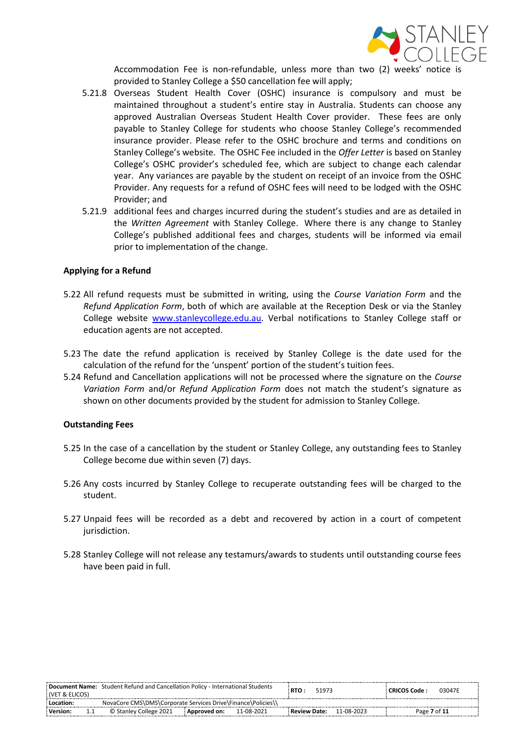Accommodation Fee is non-refundable, unless more than two (2) weeks' notice is provided to Stanley College a $50 cancellation fee will apply;

5.21.8 Overseas Student Health Cover (OSHC) insurance is compulsory and must be maintained throughout a student's entire stay in Australia. Students can choose any approved Australian Overseas Student Health Cover provider. These fees are only payable to Stanley College for students who choose Stanley College's recommended insurance provider. Please refer to the OSHC brochure and terms and conditions on Stanley College's website. The OSHC Fee included in the *Offer Letter* is based on Stanley College's OSHC provider's scheduled fee, which are subject to change each calendar year. Any variances are payable by the student on receipt of an invoice from the OSHC Provider. Any requests for a refund of OSHC fees will need to be lodged with the OSHC Provider; and

5.21.9 additional fees and charges incurred during the student's studies and are as detailed in the *Written Agreement* with Stanley College. Where there is any change to Stanley College's published additional fees and charges, students will be informed via email prior to implementation of the change.

**Applying for a Refund**

5.22 All refund requests must be submitted in writing, using the *Course Variation Form* and the *Refund Application Form*, both of which are available at the Reception Desk or via the Stanley College website www.stanleycollege.edu.au. Verbal notifications to Stanley College staff or education agents are not accepted.

5.23 The date the refund application is received by Stanley College is the date used for the calculation of the refund for the 'unspent' portion of the student's tuition fees.

5.24 Refund and Cancellation applications will not be processed where the signature on the *Course Variation Form* and/or *Refund Application Form* does not match the student's signature as shown on other documents provided by the student for admission to Stanley College.

**Outstanding Fees**

5.25 In the case of a cancellation by the student or Stanley College, any outstanding fees to Stanley College become due within seven (7) days.

5.26 Any costs incurred by Stanley College to recuperate outstanding fees will be charged to the student.

5.27 Unpaid fees will be recorded as a debt and recovered by action in a court of competent jurisdiction.

5.28 Stanley College will not release any testamurs/awards to students until outstanding course fees have been paid in full.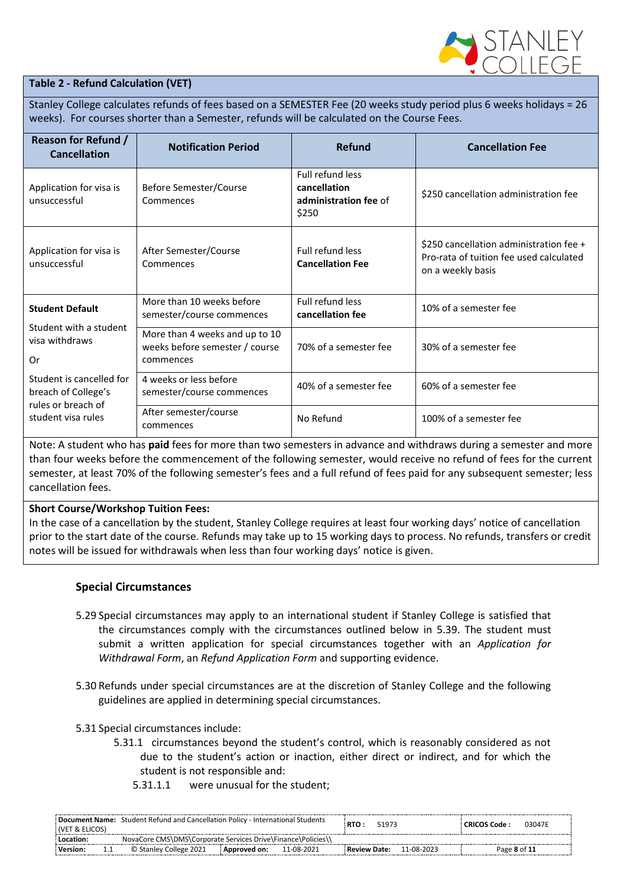### Table 2 - Refund Calculation (VET)

Stanley College calculates refunds of fees based on a SEMESTER Fee (20 weeks study period plus 6 weeks holidays = 26 weeks). For courses shorter than a Semester, refunds will be calculated on the Course Fees.

| Reason for Refund / Cancellation | Notification Period | Refund | Cancellation Fee |
|---|---|---|---|
| Application for visa is unsuccessful | Before Semester/Course Commences | Full refund less **cancellation administration fee** of $250 | $250 cancellation administration fee |
| Application for visa is unsuccessful | After Semester/Course Commences | Full refund less **Cancellation Fee** | $250 cancellation administration fee + Pro-rata of tuition fee used calculated on a weekly basis |
| **Student Default** Student with a student visa withdraws Or Student is cancelled for breach of College's rules or breach of student visa rules | More than 10 weeks before semester/course commences | Full refund less **cancellation fee** | 10% of a semester fee |
| | More than 4 weeks and up to 10 weeks before semester / course commences | 70% of a semester fee | 30% of a semester fee |
| | 4 weeks or less before semester/course commences | 40% of a semester fee | 60% of a semester fee |
| | After semester/course commences | No Refund | 100% of a semester fee |

Note: A student who has **paid** fees for more than two semesters in advance and withdraws during a semester and more than four weeks before the commencement of the following semester, would receive no refund of fees for the current semester, at least 70% of the following semester's fees and a full refund of fees paid for any subsequent semester; less cancellation fees.

**Short Course/Workshop Tuition Fees:**

In the case of a cancellation by the student, Stanley College requires at least four working days' notice of cancellation prior to the start date of the course. Refunds may take up to 15 working days to process. No refunds, transfers or credit notes will be issued for withdrawals when less than four working days' notice is given.

## Special Circumstances

5.29 Special circumstances may apply to an international student if Stanley College is satisfied that the circumstances comply with the circumstances outlined below in 5.39. The student must submit a written application for special circumstances together with an *Application for Withdrawal Form*, an *Refund Application Form* and supporting evidence.

5.30 Refunds under special circumstances are at the discretion of Stanley College and the following guidelines are applied in determining special circumstances.

5.31 Special circumstances include:

- 5.31.1 circumstances beyond the student's control, which is reasonably considered as not due to the student's action or inaction, either direct or indirect, and for which the student is not responsible and:
  - 5.31.1.1 were unusual for the student;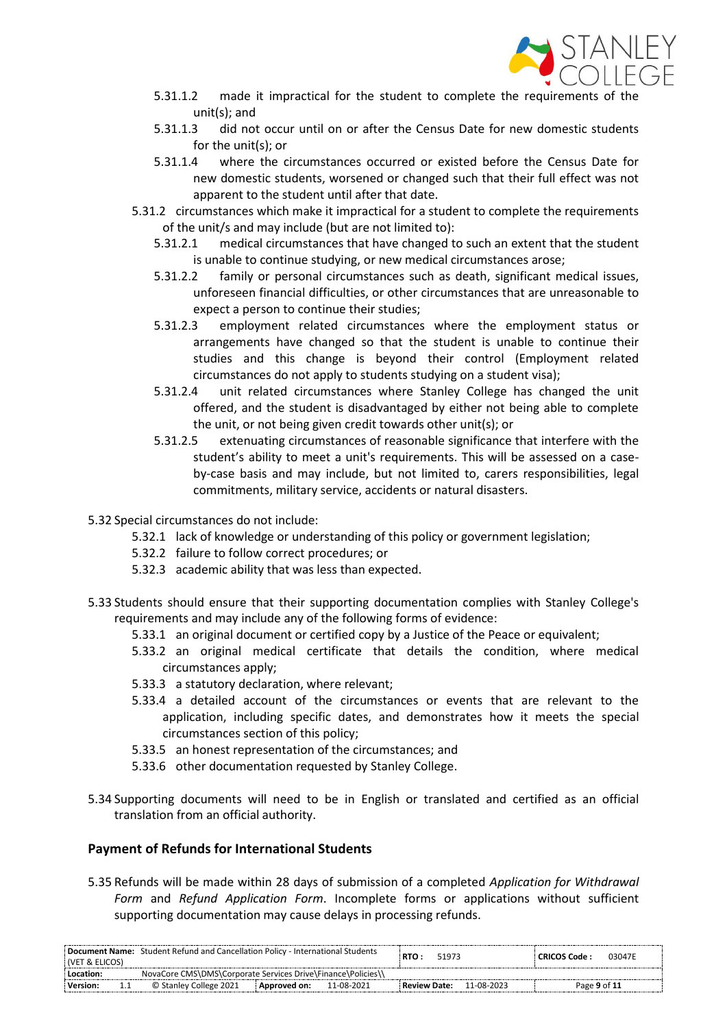5.31.1.2 made it impractical for the student to complete the requirements of the unit(s); and

5.31.1.3 did not occur until on or after the Census Date for new domestic students for the unit(s); or

5.31.1.4 where the circumstances occurred or existed before the Census Date for new domestic students, worsened or changed such that their full effect was not apparent to the student until after that date.

5.31.2 circumstances which make it impractical for a student to complete the requirements of the unit/s and may include (but are not limited to):

5.31.2.1 medical circumstances that have changed to such an extent that the student is unable to continue studying, or new medical circumstances arose;

5.31.2.2 family or personal circumstances such as death, significant medical issues, unforeseen financial difficulties, or other circumstances that are unreasonable to expect a person to continue their studies;

5.31.2.3 employment related circumstances where the employment status or arrangements have changed so that the student is unable to continue their studies and this change is beyond their control (Employment related circumstances do not apply to students studying on a student visa);

5.31.2.4 unit related circumstances where Stanley College has changed the unit offered, and the student is disadvantaged by either not being able to complete the unit, or not being given credit towards other unit(s); or

5.31.2.5 extenuating circumstances of reasonable significance that interfere with the student's ability to meet a unit's requirements. This will be assessed on a case-by-case basis and may include, but not limited to, carers responsibilities, legal commitments, military service, accidents or natural disasters.

5.32 Special circumstances do not include:

5.32.1 lack of knowledge or understanding of this policy or government legislation;

5.32.2 failure to follow correct procedures; or

5.32.3 academic ability that was less than expected.

5.33 Students should ensure that their supporting documentation complies with Stanley College's requirements and may include any of the following forms of evidence:

5.33.1 an original document or certified copy by a Justice of the Peace or equivalent;

5.33.2 an original medical certificate that details the condition, where medical circumstances apply;

5.33.3 a statutory declaration, where relevant;

5.33.4 a detailed account of the circumstances or events that are relevant to the application, including specific dates, and demonstrates how it meets the special circumstances section of this policy;

5.33.5 an honest representation of the circumstances; and

5.33.6 other documentation requested by Stanley College.

5.34 Supporting documents will need to be in English or translated and certified as an official translation from an official authority.

### Payment of Refunds for International Students

5.35 Refunds will be made within 28 days of submission of a completed *Application for Withdrawal Form* and *Refund Application Form*. Incomplete forms or applications without sufficient supporting documentation may cause delays in processing refunds.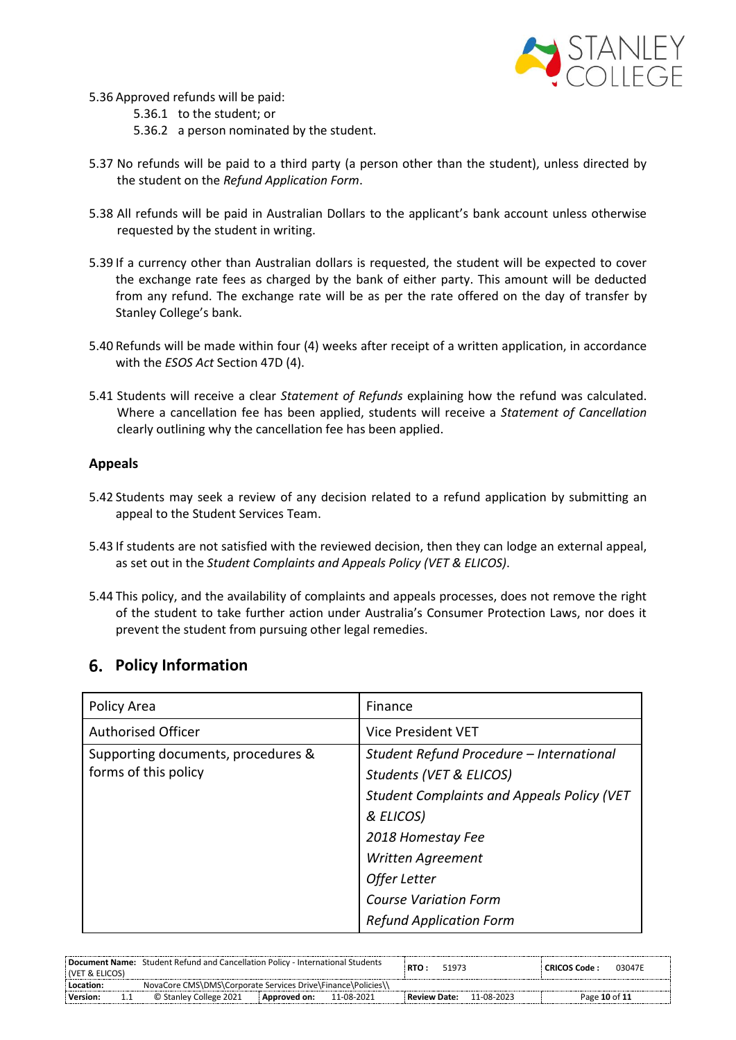5.36 Approved refunds will be paid:

- 5.36.1 to the student; or
- 5.36.2 a person nominated by the student.

5.37 No refunds will be paid to a third party (a person other than the student), unless directed by the student on the *Refund Application Form*.

5.38 All refunds will be paid in Australian Dollars to the applicant's bank account unless otherwise requested by the student in writing.

5.39 If a currency other than Australian dollars is requested, the student will be expected to cover the exchange rate fees as charged by the bank of either party. This amount will be deducted from any refund. The exchange rate will be as per the rate offered on the day of transfer by Stanley College's bank.

5.40 Refunds will be made within four (4) weeks after receipt of a written application, in accordance with the *ESOS Act* Section 47D (4).

5.41 Students will receive a clear *Statement of Refunds* explaining how the refund was calculated. Where a cancellation fee has been applied, students will receive a *Statement of Cancellation* clearly outlining why the cancellation fee has been applied.

**Appeals**

5.42 Students may seek a review of any decision related to a refund application by submitting an appeal to the Student Services Team.

5.43 If students are not satisfied with the reviewed decision, then they can lodge an external appeal, as set out in the *Student Complaints and Appeals Policy (VET & ELICOS)*.

5.44 This policy, and the availability of complaints and appeals processes, does not remove the right of the student to take further action under Australia's Consumer Protection Laws, nor does it prevent the student from pursuing other legal remedies.

## 6. Policy Information

| Policy Area | Finance |
|---|---|
| Authorised Officer | Vice President VET |
| Supporting documents, procedures & forms of this policy | *Student Refund Procedure – International Students (VET & ELICOS)*<br>*Student Complaints and Appeals Policy (VET & ELICOS)*<br>*2018 Homestay Fee*<br>*Written Agreement*<br>*Offer Letter*<br>*Course Variation Form*<br>*Refund Application Form* |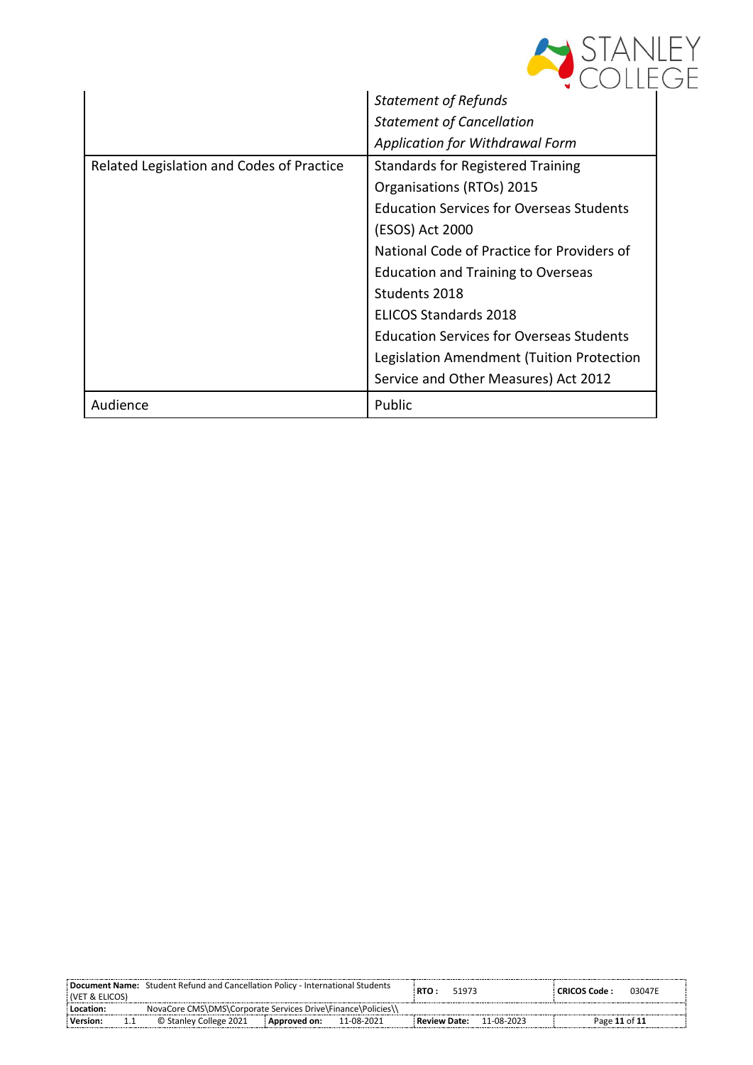| | |
|---|---|
| | *Statement of Refunds*<br>*Statement of Cancellation*<br>*Application for Withdrawal Form* |
| Related Legislation and Codes of Practice | Standards for Registered Training Organisations (RTOs) 2015<br>Education Services for Overseas Students (ESOS) Act 2000<br>National Code of Practice for Providers of Education and Training to Overseas Students 2018<br>ELICOS Standards 2018<br>Education Services for Overseas Students Legislation Amendment (Tuition Protection Service and Other Measures) Act 2012 |
| Audience | Public |